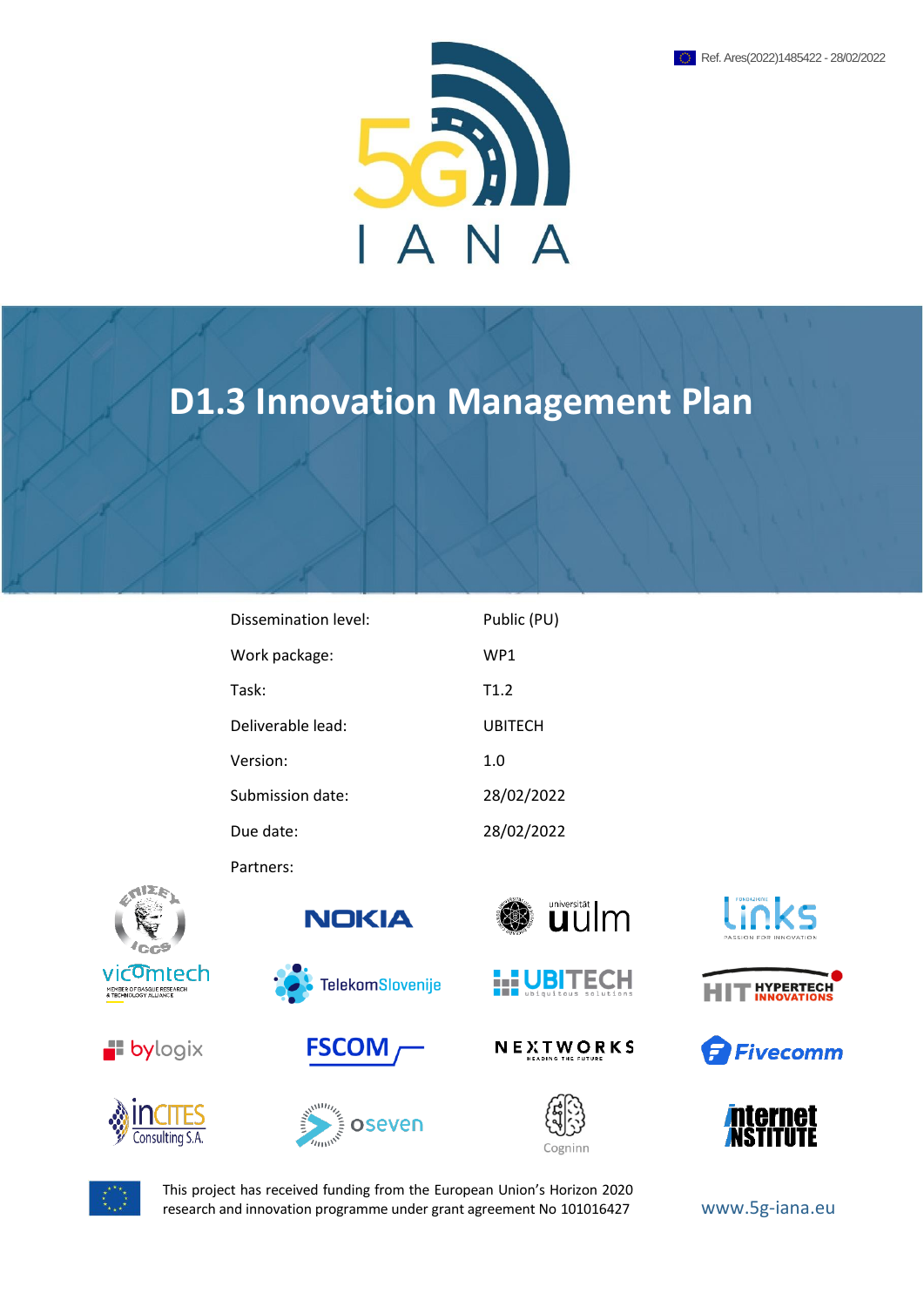Ref. Ares(2022)1485422 - 28/02/2022

5G IANA

# D1.3 Innovation Management Plan

| | |
|---|---|
| Dissemination level: | Public (PU) |
| Work package: | WP1 |
| Task: | T1.2 |
| Deliverable lead: | UBITECH |
| Version: | 1.0 |
| Submission date: | 28/02/2022 |
| Due date: | 28/02/2022 |
| Partners: | |

This project has received funding from the European Union's Horizon 2020 research and innovation programme under grant agreement No 101016427

www.5g-iana.eu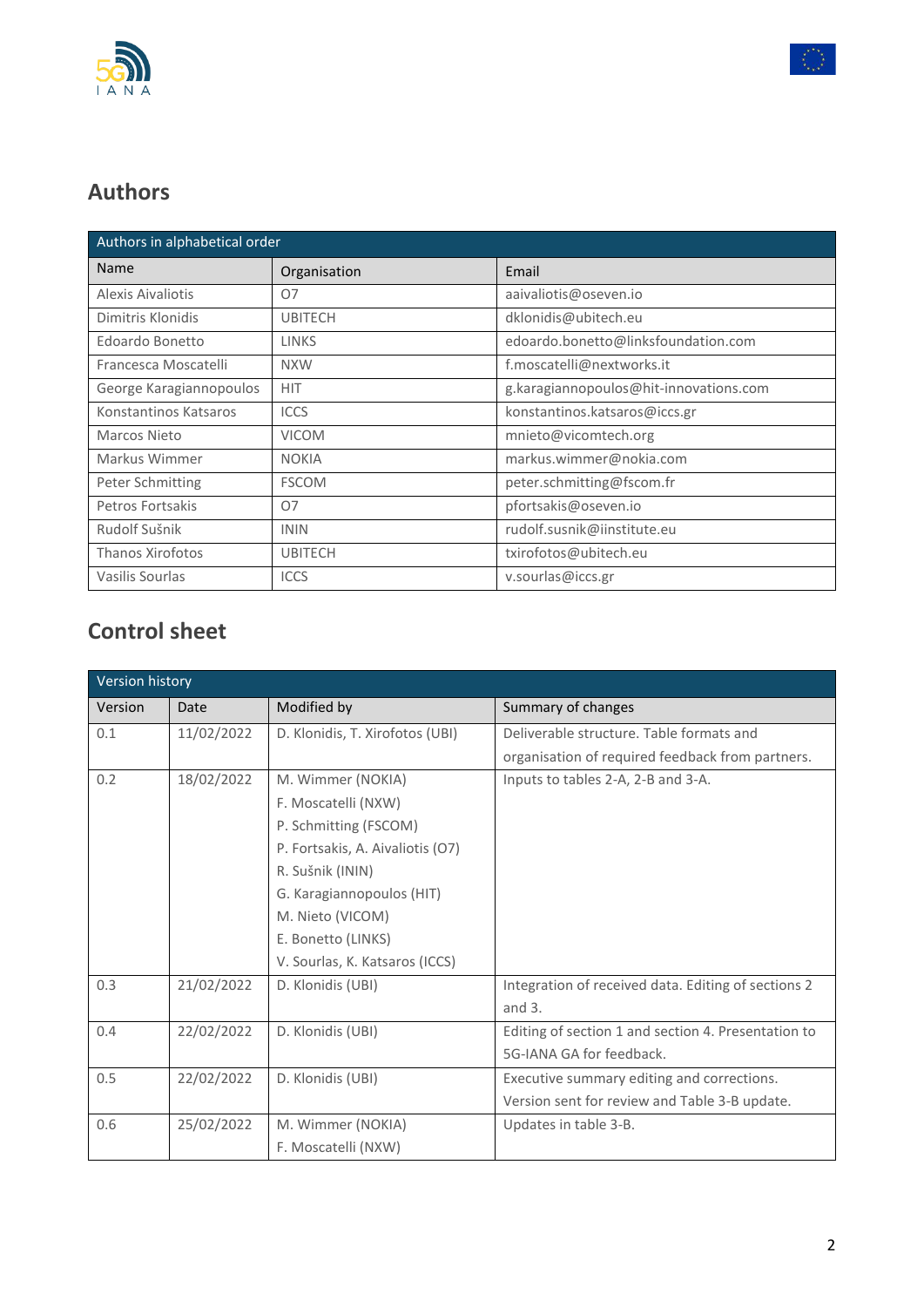## Authors

| Authors in alphabetical order | | |
|---|---|---|
| Name | Organisation | Email |
| Alexis Aivaliotis | O7 | aaivaliotis@oseven.io |
| Dimitris Klonidis | UBITECH | dklonidis@ubitech.eu |
| Edoardo Bonetto | LINKS | edoardo.bonetto@linksfoundation.com |
| Francesca Moscatelli | NXW | f.moscatelli@nextworks.it |
| George Karagiannopoulos | HIT | g.karagiannopoulos@hit-innovations.com |
| Konstantinos Katsaros | ICCS | konstantinos.katsaros@iccs.gr |
| Marcos Nieto | VICOM | mnieto@vicomtech.org |
| Markus Wimmer | NOKIA | markus.wimmer@nokia.com |
| Peter Schmitting | FSCOM | peter.schmitting@fscom.fr |
| Petros Fortsakis | O7 | pfortsakis@oseven.io |
| Rudolf Sušnik | ININ | rudolf.susnik@iinstitute.eu |
| Thanos Xirofotos | UBITECH | txirofotos@ubitech.eu |
| Vasilis Sourlas | ICCS | v.sourlas@iccs.gr |

## Control sheet

| Version history | | | |
|---|---|---|---|
| Version | Date | Modified by | Summary of changes |
| 0.1 | 11/02/2022 | D. Klonidis, T. Xirofotos (UBI) | Deliverable structure. Table formats and organisation of required feedback from partners. |
| 0.2 | 18/02/2022 | M. Wimmer (NOKIA)<br>F. Moscatelli (NXW)<br>P. Schmitting (FSCOM)<br>P. Fortsakis, A. Aivaliotis (O7)<br>R. Sušnik (ININ)<br>G. Karagiannopoulos (HIT)<br>M. Nieto (VICOM)<br>E. Bonetto (LINKS)<br>V. Sourlas, K. Katsaros (ICCS) | Inputs to tables 2-A, 2-B and 3-A. |
| 0.3 | 21/02/2022 | D. Klonidis (UBI) | Integration of received data. Editing of sections 2 and 3. |
| 0.4 | 22/02/2022 | D. Klonidis (UBI) | Editing of section 1 and section 4. Presentation to 5G-IANA GA for feedback. |
| 0.5 | 22/02/2022 | D. Klonidis (UBI) | Executive summary editing and corrections. Version sent for review and Table 3-B update. |
| 0.6 | 25/02/2022 | M. Wimmer (NOKIA)<br>F. Moscatelli (NXW) | Updates in table 3-B. |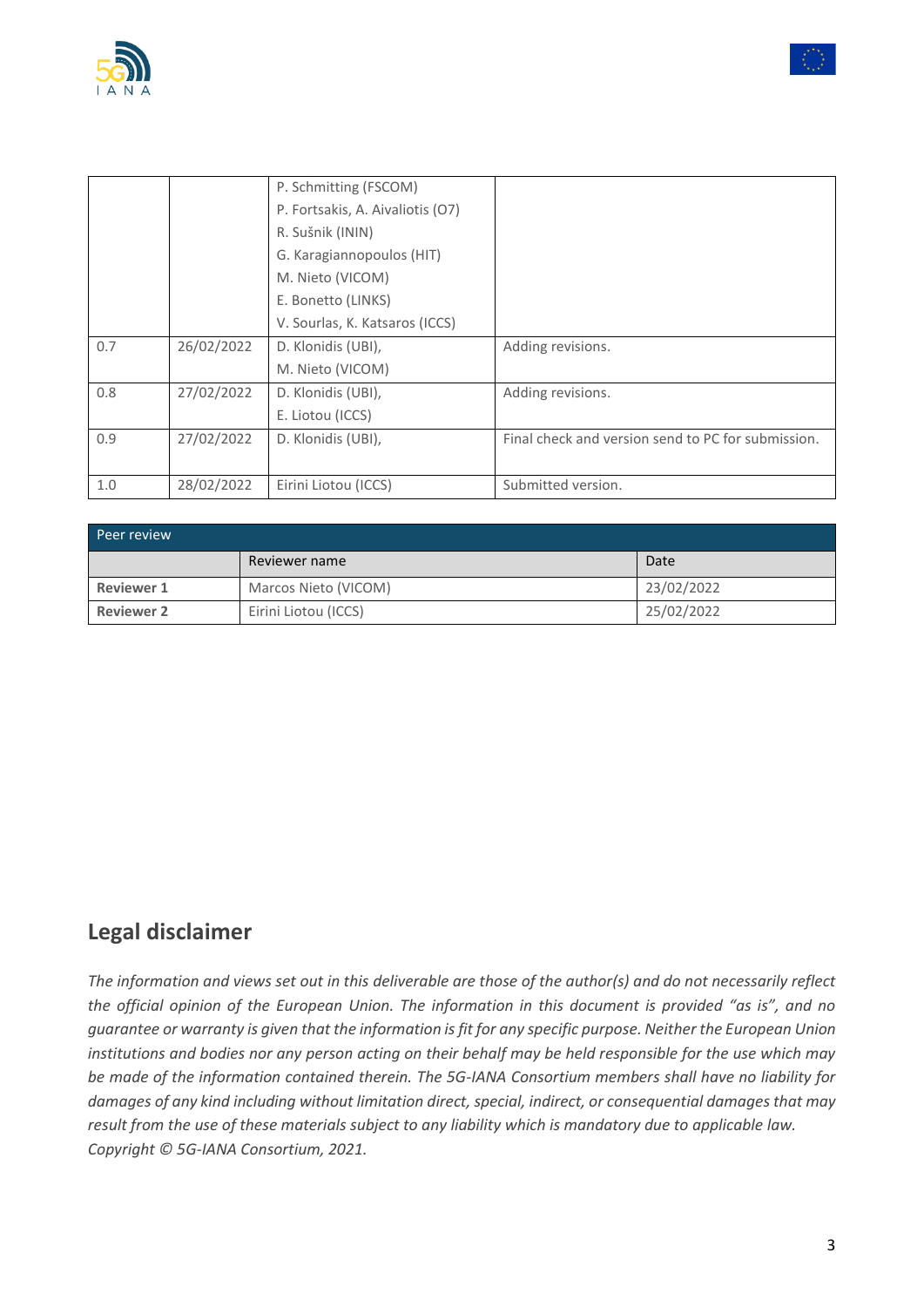| | | | |
|---|---|---|---|
| | | P. Schmitting (FSCOM)<br>P. Fortsakis, A. Aivaliotis (O7)<br>R. Sušnik (ININ)<br>G. Karagiannopoulos (HIT)<br>M. Nieto (VICOM)<br>E. Bonetto (LINKS)<br>V. Sourlas, K. Katsaros (ICCS) | |
| 0.7 | 26/02/2022 | D. Klonidis (UBI),<br>M. Nieto (VICOM) | Adding revisions. |
| 0.8 | 27/02/2022 | D. Klonidis (UBI),<br>E. Liotou (ICCS) | Adding revisions. |
| 0.9 | 27/02/2022 | D. Klonidis (UBI), | Final check and version send to PC for submission. |
| 1.0 | 28/02/2022 | Eirini Liotou (ICCS) | Submitted version. |

| Peer review | | |
|---|---|---|
| | Reviewer name | Date |
| **Reviewer 1** | Marcos Nieto (VICOM) | 23/02/2022 |
| **Reviewer 2** | Eirini Liotou (ICCS) | 25/02/2022 |

## Legal disclaimer

*The information and views set out in this deliverable are those of the author(s) and do not necessarily reflect the official opinion of the European Union. The information in this document is provided "as is", and no guarantee or warranty is given that the information is fit for any specific purpose. Neither the European Union institutions and bodies nor any person acting on their behalf may be held responsible for the use which may be made of the information contained therein. The 5G-IANA Consortium members shall have no liability for damages of any kind including without limitation direct, special, indirect, or consequential damages that may result from the use of these materials subject to any liability which is mandatory due to applicable law. Copyright © 5G-IANA Consortium, 2021.*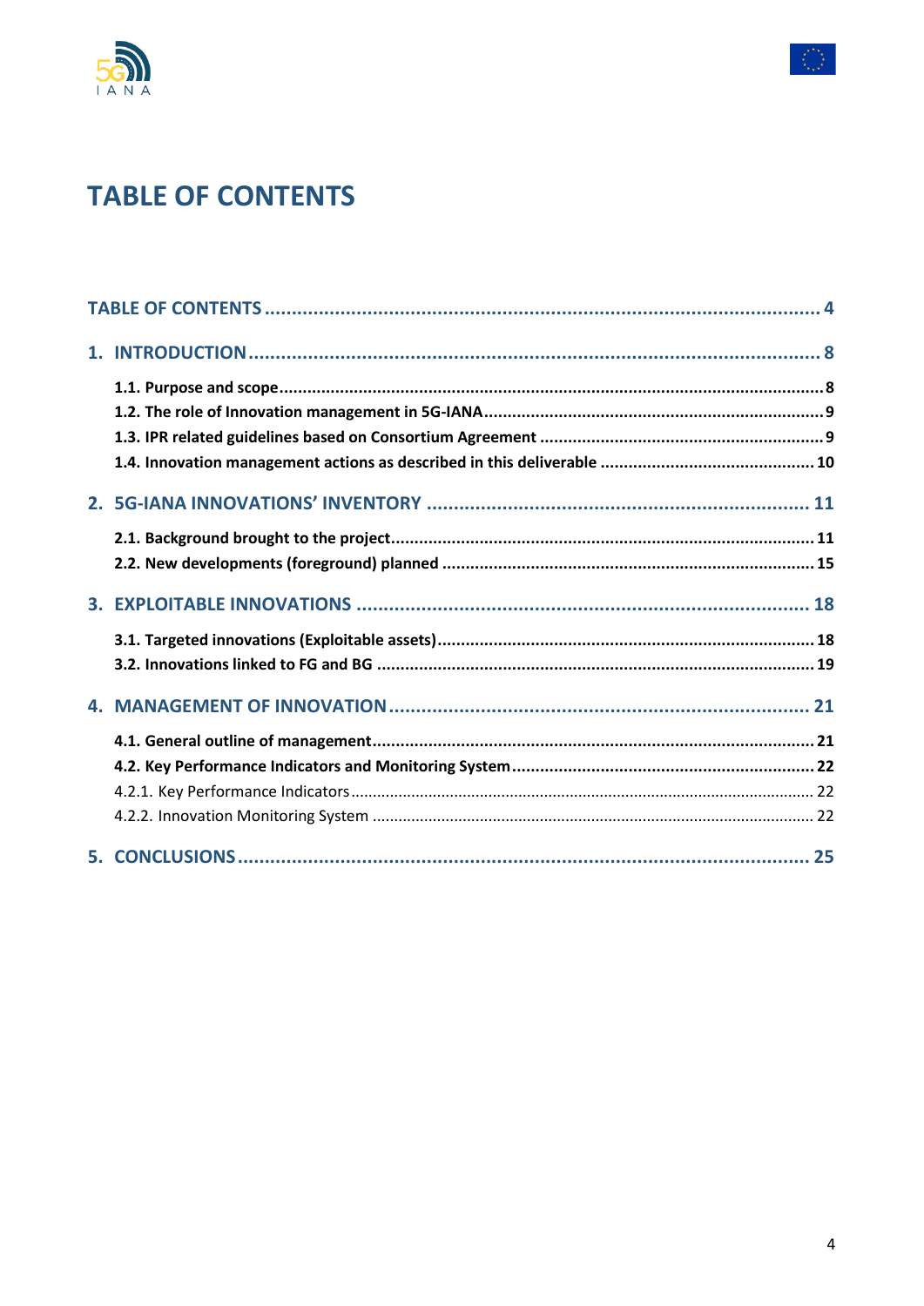# TABLE OF CONTENTS

TABLE OF CONTENTS .................................................................................................... 4

1. INTRODUCTION ........................................................................................................ 8

- 1.1. Purpose and scope ................................................................................................ 8
- 1.2. The role of Innovation management in 5G-IANA ................................................... 9
- 1.3. IPR related guidelines based on Consortium Agreement ........................................ 9
- 1.4. Innovation management actions as described in this deliverable ........................ 10

2. 5G-IANA INNOVATIONS' INVENTORY ...................................................................... 11

- 2.1. Background brought to the project ...................................................................... 11
- 2.2. New developments (foreground) planned ............................................................ 15

3. EXPLOITABLE INNOVATIONS .................................................................................. 18

- 3.1. Targeted innovations (Exploitable assets) ............................................................ 18
- 3.2. Innovations linked to FG and BG ......................................................................... 19

4. MANAGEMENT OF INNOVATION ............................................................................ 21

- 4.1. General outline of management ........................................................................... 21
- 4.2. Key Performance Indicators and Monitoring System ............................................ 22
  - 4.2.1. Key Performance Indicators ............................................................................ 22
  - 4.2.2. Innovation Monitoring System ........................................................................ 22

5. CONCLUSIONS ........................................................................................................ 25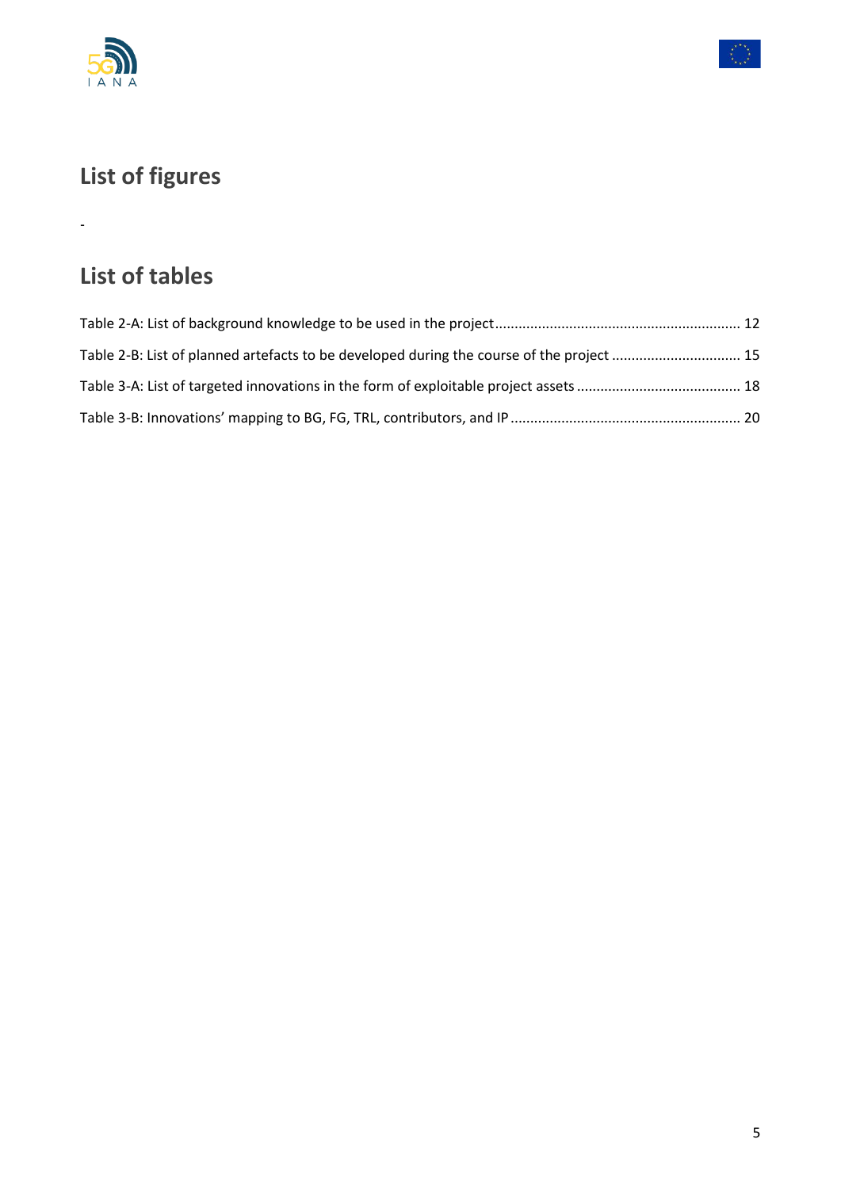# List of figures

-

# List of tables

Table 2-A: List of background knowledge to be used in the project ............................................................. 12

Table 2-B: List of planned artefacts to be developed during the course of the project ................................ 15

Table 3-A: List of targeted innovations in the form of exploitable project assets ......................................... 18

Table 3-B: Innovations’ mapping to BG, FG, TRL, contributors, and IP .......................................................... 20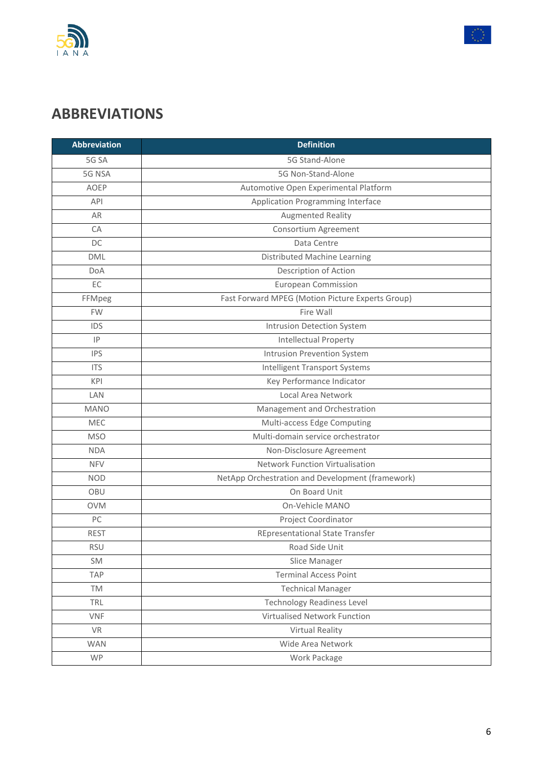# ABBREVIATIONS

| Abbreviation | Definition |
|---|---|
| 5G SA | 5G Stand-Alone |
| 5G NSA | 5G Non-Stand-Alone |
| AOEP | Automotive Open Experimental Platform |
| API | Application Programming Interface |
| AR | Augmented Reality |
| CA | Consortium Agreement |
| DC | Data Centre |
| DML | Distributed Machine Learning |
| DoA | Description of Action |
| EC | European Commission |
| FFMpeg | Fast Forward MPEG (Motion Picture Experts Group) |
| FW | Fire Wall |
| IDS | Intrusion Detection System |
| IP | Intellectual Property |
| IPS | Intrusion Prevention System |
| ITS | Intelligent Transport Systems |
| KPI | Key Performance Indicator |
| LAN | Local Area Network |
| MANO | Management and Orchestration |
| MEC | Multi-access Edge Computing |
| MSO | Multi-domain service orchestrator |
| NDA | Non-Disclosure Agreement |
| NFV | Network Function Virtualisation |
| NOD | NetApp Orchestration and Development (framework) |
| OBU | On Board Unit |
| OVM | On-Vehicle MANO |
| PC | Project Coordinator |
| REST | REpresentational State Transfer |
| RSU | Road Side Unit |
| SM | Slice Manager |
| TAP | Terminal Access Point |
| TM | Technical Manager |
| TRL | Technology Readiness Level |
| VNF | Virtualised Network Function |
| VR | Virtual Reality |
| WAN | Wide Area Network |
| WP | Work Package |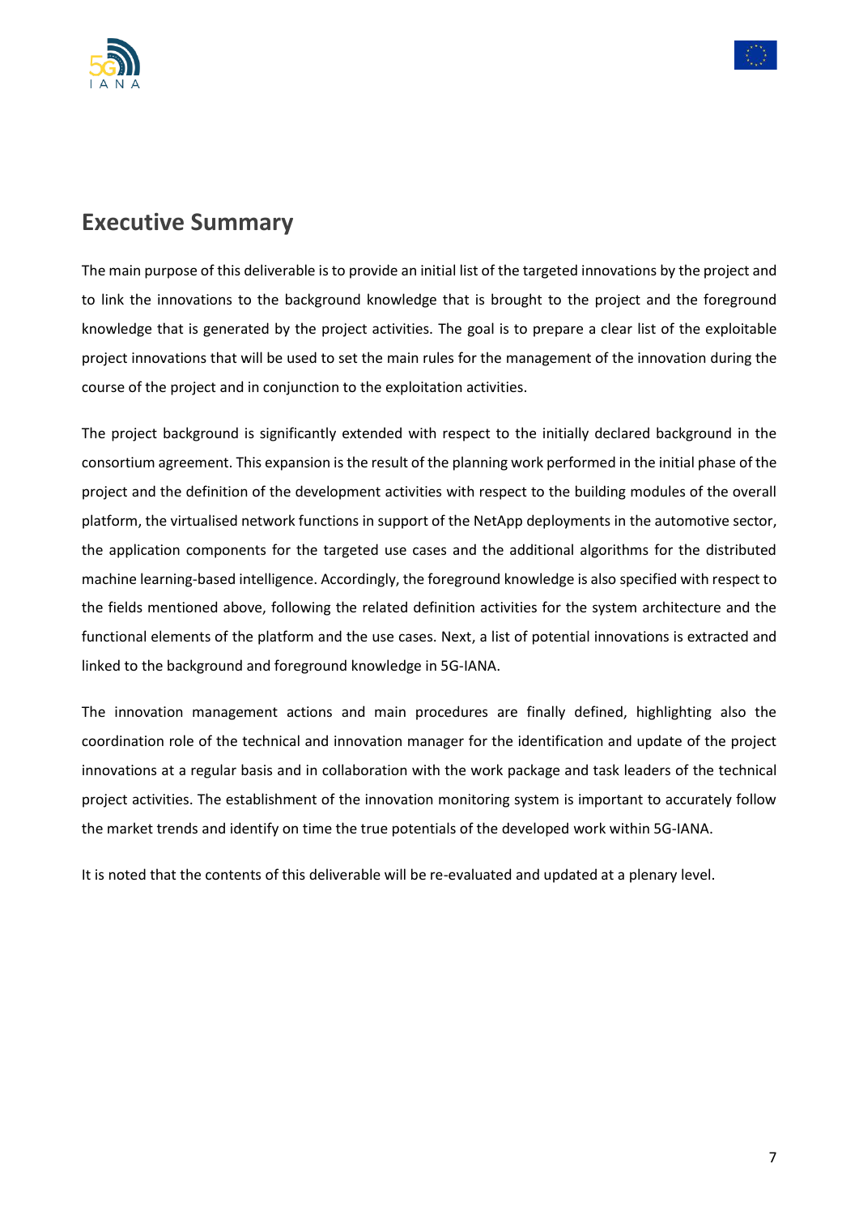# Executive Summary

The main purpose of this deliverable is to provide an initial list of the targeted innovations by the project and to link the innovations to the background knowledge that is brought to the project and the foreground knowledge that is generated by the project activities. The goal is to prepare a clear list of the exploitable project innovations that will be used to set the main rules for the management of the innovation during the course of the project and in conjunction to the exploitation activities.

The project background is significantly extended with respect to the initially declared background in the consortium agreement. This expansion is the result of the planning work performed in the initial phase of the project and the definition of the development activities with respect to the building modules of the overall platform, the virtualised network functions in support of the NetApp deployments in the automotive sector, the application components for the targeted use cases and the additional algorithms for the distributed machine learning-based intelligence. Accordingly, the foreground knowledge is also specified with respect to the fields mentioned above, following the related definition activities for the system architecture and the functional elements of the platform and the use cases. Next, a list of potential innovations is extracted and linked to the background and foreground knowledge in 5G-IANA.

The innovation management actions and main procedures are finally defined, highlighting also the coordination role of the technical and innovation manager for the identification and update of the project innovations at a regular basis and in collaboration with the work package and task leaders of the technical project activities. The establishment of the innovation monitoring system is important to accurately follow the market trends and identify on time the true potentials of the developed work within 5G-IANA.

It is noted that the contents of this deliverable will be re-evaluated and updated at a plenary level.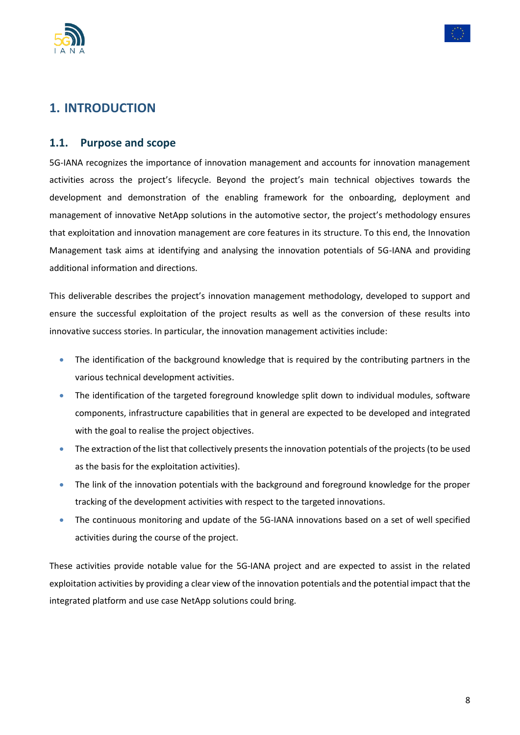# 1. INTRODUCTION

## 1.1. Purpose and scope

5G-IANA recognizes the importance of innovation management and accounts for innovation management activities across the project's lifecycle. Beyond the project's main technical objectives towards the development and demonstration of the enabling framework for the onboarding, deployment and management of innovative NetApp solutions in the automotive sector, the project's methodology ensures that exploitation and innovation management are core features in its structure. To this end, the Innovation Management task aims at identifying and analysing the innovation potentials of 5G-IANA and providing additional information and directions.

This deliverable describes the project's innovation management methodology, developed to support and ensure the successful exploitation of the project results as well as the conversion of these results into innovative success stories. In particular, the innovation management activities include:

- The identification of the background knowledge that is required by the contributing partners in the various technical development activities.
- The identification of the targeted foreground knowledge split down to individual modules, software components, infrastructure capabilities that in general are expected to be developed and integrated with the goal to realise the project objectives.
- The extraction of the list that collectively presents the innovation potentials of the projects (to be used as the basis for the exploitation activities).
- The link of the innovation potentials with the background and foreground knowledge for the proper tracking of the development activities with respect to the targeted innovations.
- The continuous monitoring and update of the 5G-IANA innovations based on a set of well specified activities during the course of the project.

These activities provide notable value for the 5G-IANA project and are expected to assist in the related exploitation activities by providing a clear view of the innovation potentials and the potential impact that the integrated platform and use case NetApp solutions could bring.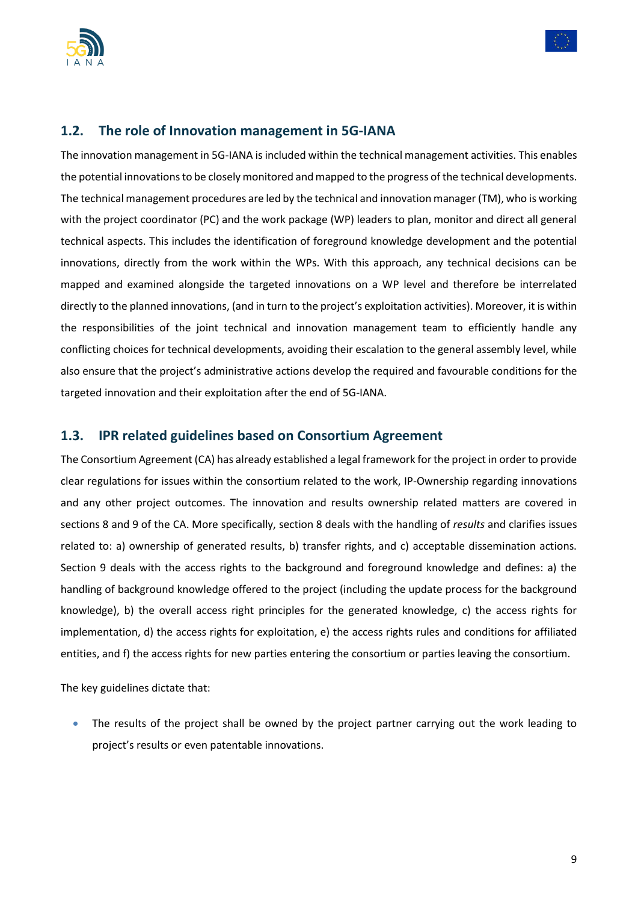## 1.2. The role of Innovation management in 5G-IANA

The innovation management in 5G-IANA is included within the technical management activities. This enables the potential innovations to be closely monitored and mapped to the progress of the technical developments. The technical management procedures are led by the technical and innovation manager (TM), who is working with the project coordinator (PC) and the work package (WP) leaders to plan, monitor and direct all general technical aspects. This includes the identification of foreground knowledge development and the potential innovations, directly from the work within the WPs. With this approach, any technical decisions can be mapped and examined alongside the targeted innovations on a WP level and therefore be interrelated directly to the planned innovations, (and in turn to the project's exploitation activities). Moreover, it is within the responsibilities of the joint technical and innovation management team to efficiently handle any conflicting choices for technical developments, avoiding their escalation to the general assembly level, while also ensure that the project's administrative actions develop the required and favourable conditions for the targeted innovation and their exploitation after the end of 5G-IANA.

## 1.3. IPR related guidelines based on Consortium Agreement

The Consortium Agreement (CA) has already established a legal framework for the project in order to provide clear regulations for issues within the consortium related to the work, IP-Ownership regarding innovations and any other project outcomes. The innovation and results ownership related matters are covered in sections 8 and 9 of the CA. More specifically, section 8 deals with the handling of *results* and clarifies issues related to: a) ownership of generated results, b) transfer rights, and c) acceptable dissemination actions. Section 9 deals with the access rights to the background and foreground knowledge and defines: a) the handling of background knowledge offered to the project (including the update process for the background knowledge), b) the overall access right principles for the generated knowledge, c) the access rights for implementation, d) the access rights for exploitation, e) the access rights rules and conditions for affiliated entities, and f) the access rights for new parties entering the consortium or parties leaving the consortium.

The key guidelines dictate that:

- The results of the project shall be owned by the project partner carrying out the work leading to project's results or even patentable innovations.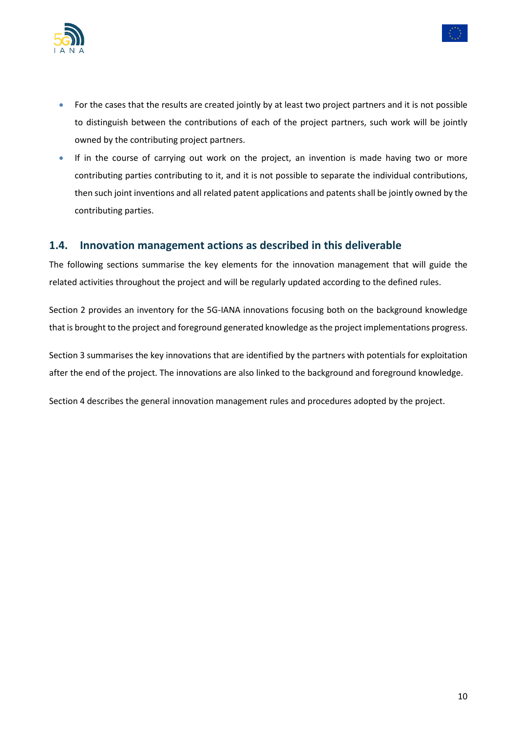- For the cases that the results are created jointly by at least two project partners and it is not possible to distinguish between the contributions of each of the project partners, such work will be jointly owned by the contributing project partners.
- If in the course of carrying out work on the project, an invention is made having two or more contributing parties contributing to it, and it is not possible to separate the individual contributions, then such joint inventions and all related patent applications and patents shall be jointly owned by the contributing parties.

## 1.4. Innovation management actions as described in this deliverable

The following sections summarise the key elements for the innovation management that will guide the related activities throughout the project and will be regularly updated according to the defined rules.

Section 2 provides an inventory for the 5G-IANA innovations focusing both on the background knowledge that is brought to the project and foreground generated knowledge as the project implementations progress.

Section 3 summarises the key innovations that are identified by the partners with potentials for exploitation after the end of the project. The innovations are also linked to the background and foreground knowledge.

Section 4 describes the general innovation management rules and procedures adopted by the project.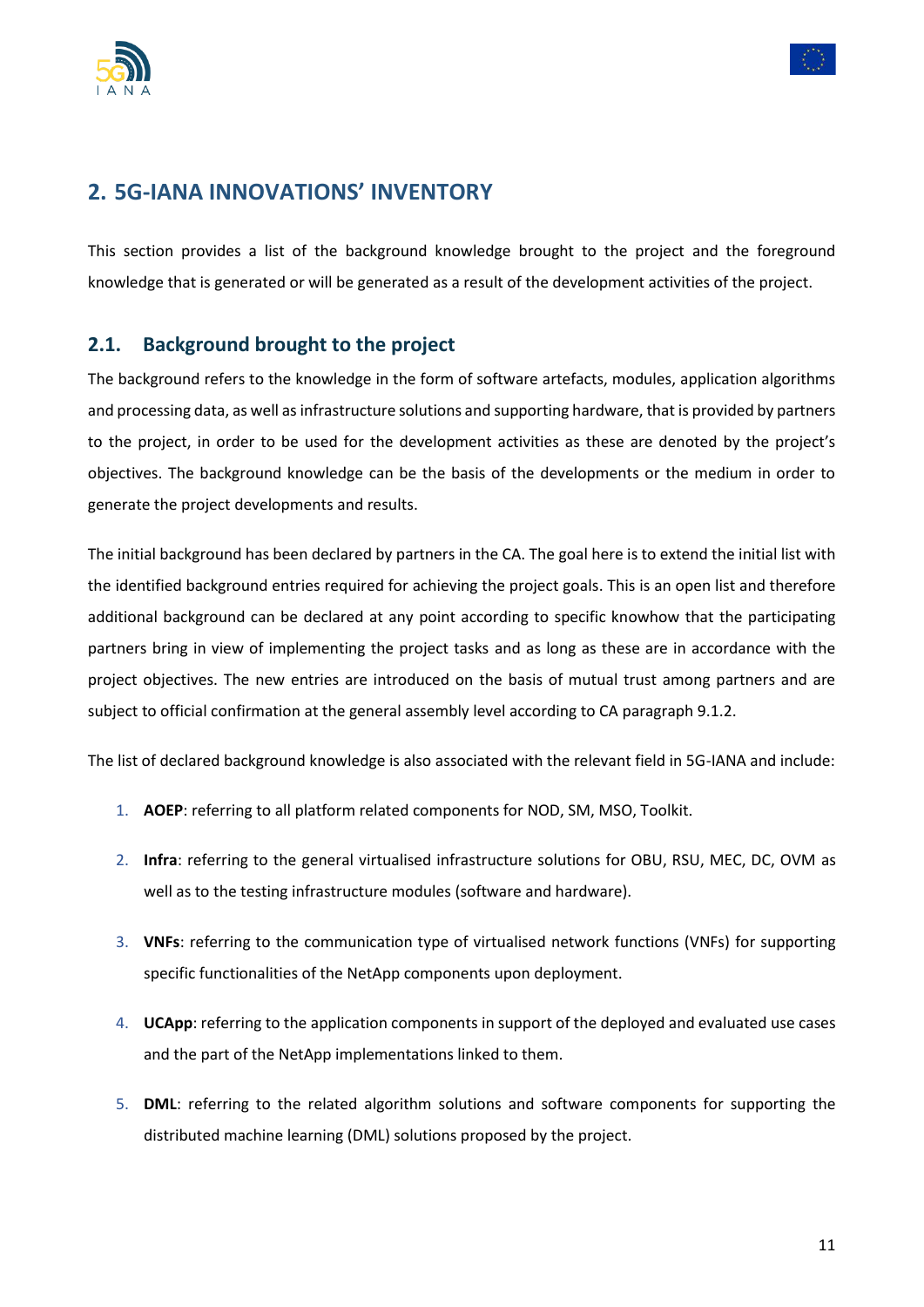# 2. 5G-IANA INNOVATIONS' INVENTORY

This section provides a list of the background knowledge brought to the project and the foreground knowledge that is generated or will be generated as a result of the development activities of the project.

## 2.1. Background brought to the project

The background refers to the knowledge in the form of software artefacts, modules, application algorithms and processing data, as well as infrastructure solutions and supporting hardware, that is provided by partners to the project, in order to be used for the development activities as these are denoted by the project's objectives. The background knowledge can be the basis of the developments or the medium in order to generate the project developments and results.

The initial background has been declared by partners in the CA. The goal here is to extend the initial list with the identified background entries required for achieving the project goals. This is an open list and therefore additional background can be declared at any point according to specific knowhow that the participating partners bring in view of implementing the project tasks and as long as these are in accordance with the project objectives. The new entries are introduced on the basis of mutual trust among partners and are subject to official confirmation at the general assembly level according to CA paragraph 9.1.2.

The list of declared background knowledge is also associated with the relevant field in 5G-IANA and include:

1. **AOEP**: referring to all platform related components for NOD, SM, MSO, Toolkit.
2. **Infra**: referring to the general virtualised infrastructure solutions for OBU, RSU, MEC, DC, OVM as well as to the testing infrastructure modules (software and hardware).
3. **VNFs**: referring to the communication type of virtualised network functions (VNFs) for supporting specific functionalities of the NetApp components upon deployment.
4. **UCApp**: referring to the application components in support of the deployed and evaluated use cases and the part of the NetApp implementations linked to them.
5. **DML**: referring to the related algorithm solutions and software components for supporting the distributed machine learning (DML) solutions proposed by the project.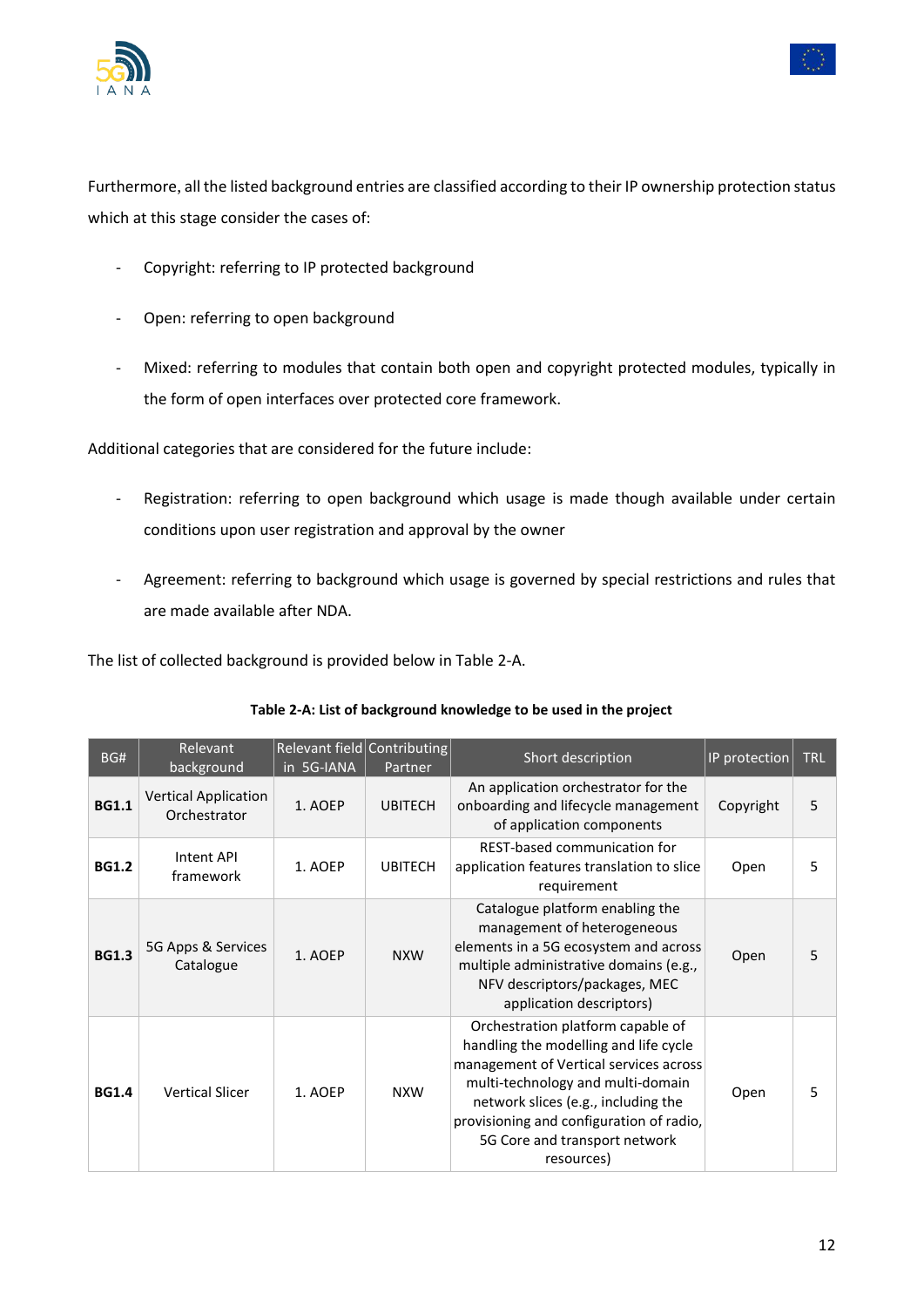Furthermore, all the listed background entries are classified according to their IP ownership protection status which at this stage consider the cases of:

- Copyright: referring to IP protected background
- Open: referring to open background
- Mixed: referring to modules that contain both open and copyright protected modules, typically in the form of open interfaces over protected core framework.

Additional categories that are considered for the future include:

- Registration: referring to open background which usage is made though available under certain conditions upon user registration and approval by the owner
- Agreement: referring to background which usage is governed by special restrictions and rules that are made available after NDA.

The list of collected background is provided below in Table 2-A.

**Table 2-A: List of background knowledge to be used in the project**

| BG# | Relevant background | Relevant field in 5G-IANA | Contributing Partner | Short description | IP protection | TRL |
|---|---|---|---|---|---|---|
| **BG1.1** | Vertical Application Orchestrator | 1. AOEP | UBITECH | An application orchestrator for the onboarding and lifecycle management of application components | Copyright | 5 |
| **BG1.2** | Intent API framework | 1. AOEP | UBITECH | REST-based communication for application features translation to slice requirement | Open | 5 |
| **BG1.3** | 5G Apps & Services Catalogue | 1. AOEP | NXW | Catalogue platform enabling the management of heterogeneous elements in a 5G ecosystem and across multiple administrative domains (e.g., NFV descriptors/packages, MEC application descriptors) | Open | 5 |
| **BG1.4** | Vertical Slicer | 1. AOEP | NXW | Orchestration platform capable of handling the modelling and life cycle management of Vertical services across multi-technology and multi-domain network slices (e.g., including the provisioning and configuration of radio, 5G Core and transport network resources) | Open | 5 |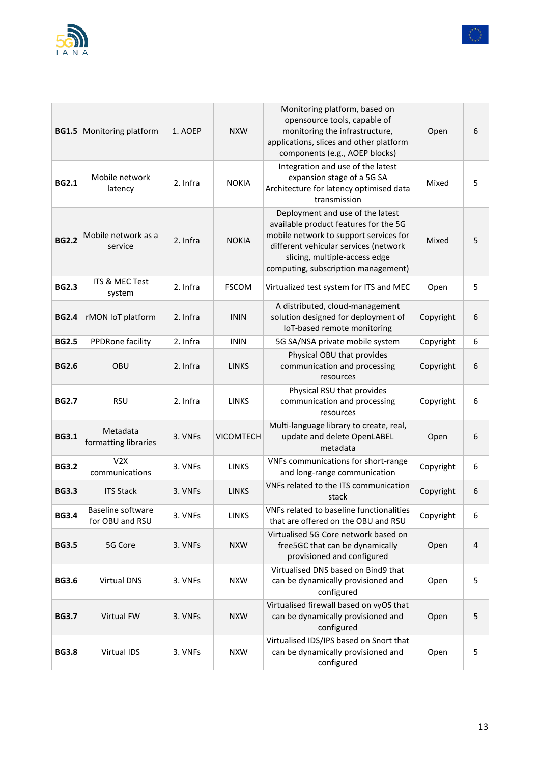| **BG1.5** | Monitoring platform | 1. AOEP | NXW | Monitoring platform, based on opensource tools, capable of monitoring the infrastructure, applications, slices and other platform components (e.g., AOEP blocks) | Open | 6 |
|---|---|---|---|---|---|---|
| **BG2.1** | Mobile network latency | 2. Infra | NOKIA | Integration and use of the latest expansion stage of a 5G SA Architecture for latency optimised data transmission | Mixed | 5 |
| **BG2.2** | Mobile network as a service | 2. Infra | NOKIA | Deployment and use of the latest available product features for the 5G mobile network to support services for different vehicular services (network slicing, multiple-access edge computing, subscription management) | Mixed | 5 |
| **BG2.3** | ITS & MEC Test system | 2. Infra | FSCOM | Virtualized test system for ITS and MEC | Open | 5 |
| **BG2.4** | rMON IoT platform | 2. Infra | ININ | A distributed, cloud-management solution designed for deployment of IoT-based remote monitoring | Copyright | 6 |
| **BG2.5** | PPDRone facility | 2. Infra | ININ | 5G SA/NSA private mobile system | Copyright | 6 |
| **BG2.6** | OBU | 2. Infra | LINKS | Physical OBU that provides communication and processing resources | Copyright | 6 |
| **BG2.7** | RSU | 2. Infra | LINKS | Physical RSU that provides communication and processing resources | Copyright | 6 |
| **BG3.1** | Metadata formatting libraries | 3. VNFs | VICOMTECH | Multi-language library to create, real, update and delete OpenLABEL metadata | Open | 6 |
| **BG3.2** | V2X communications | 3. VNFs | LINKS | VNFs communications for short-range and long-range communication | Copyright | 6 |
| **BG3.3** | ITS Stack | 3. VNFs | LINKS | VNFs related to the ITS communication stack | Copyright | 6 |
| **BG3.4** | Baseline software for OBU and RSU | 3. VNFs | LINKS | VNFs related to baseline functionalities that are offered on the OBU and RSU | Copyright | 6 |
| **BG3.5** | 5G Core | 3. VNFs | NXW | Virtualised 5G Core network based on free5GC that can be dynamically provisioned and configured | Open | 4 |
| **BG3.6** | Virtual DNS | 3. VNFs | NXW | Virtualised DNS based on Bind9 that can be dynamically provisioned and configured | Open | 5 |
| **BG3.7** | Virtual FW | 3. VNFs | NXW | Virtualised firewall based on vyOS that can be dynamically provisioned and configured | Open | 5 |
| **BG3.8** | Virtual IDS | 3. VNFs | NXW | Virtualised IDS/IPS based on Snort that can be dynamically provisioned and configured | Open | 5 |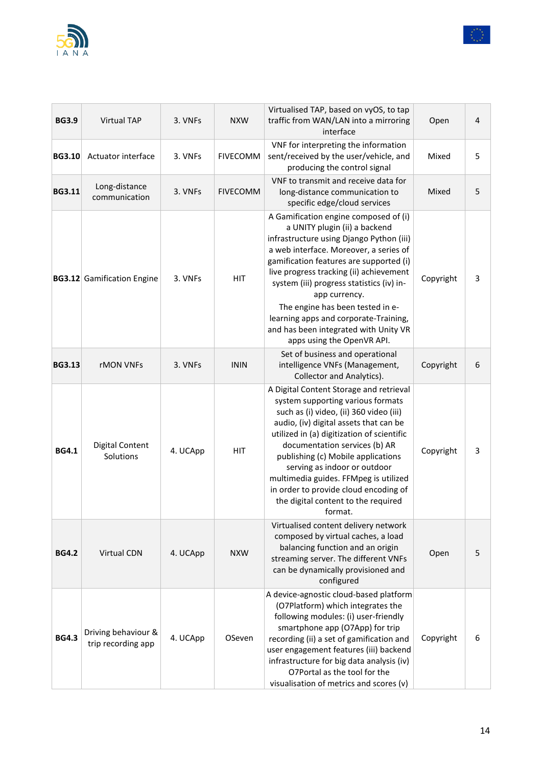| | | | | | | |
|---|---|---|---|---|---|---|
| **BG3.9** | Virtual TAP | 3. VNFs | NXW | Virtualised TAP, based on vyOS, to tap traffic from WAN/LAN into a mirroring interface | Open | 4 |
| **BG3.10** | Actuator interface | 3. VNFs | FIVECOMM | VNF for interpreting the information sent/received by the user/vehicle, and producing the control signal | Mixed | 5 |
| **BG3.11** | Long-distance communication | 3. VNFs | FIVECOMM | VNF to transmit and receive data for long-distance communication to specific edge/cloud services | Mixed | 5 |
| **BG3.12** | Gamification Engine | 3. VNFs | HIT | A Gamification engine composed of (i) a UNITY plugin (ii) a backend infrastructure using Django Python (iii) a web interface. Moreover, a series of gamification features are supported (i) live progress tracking (ii) achievement system (iii) progress statistics (iv) in-app currency.<br>The engine has been tested in e-learning apps and corporate-Training, and has been integrated with Unity VR apps using the OpenVR API. | Copyright | 3 |
| **BG3.13** | rMON VNFs | 3. VNFs | ININ | Set of business and operational intelligence VNFs (Management, Collector and Analytics). | Copyright | 6 |
| **BG4.1** | Digital Content Solutions | 4. UCApp | HIT | A Digital Content Storage and retrieval system supporting various formats such as (i) video, (ii) 360 video (iii) audio, (iv) digital assets that can be utilized in (a) digitization of scientific documentation services (b) AR publishing (c) Mobile applications serving as indoor or outdoor multimedia guides. FFMpeg is utilized in order to provide cloud encoding of the digital content to the required format. | Copyright | 3 |
| **BG4.2** | Virtual CDN | 4. UCApp | NXW | Virtualised content delivery network composed by virtual caches, a load balancing function and an origin streaming server. The different VNFs can be dynamically provisioned and configured | Open | 5 |
| **BG4.3** | Driving behaviour & trip recording app | 4. UCApp | OSeven | A device-agnostic cloud-based platform (O7Platform) which integrates the following modules: (i) user-friendly smartphone app (O7App) for trip recording (ii) a set of gamification and user engagement features (iii) backend infrastructure for big data analysis (iv) O7Portal as the tool for the visualisation of metrics and scores (v) | Copyright | 6 |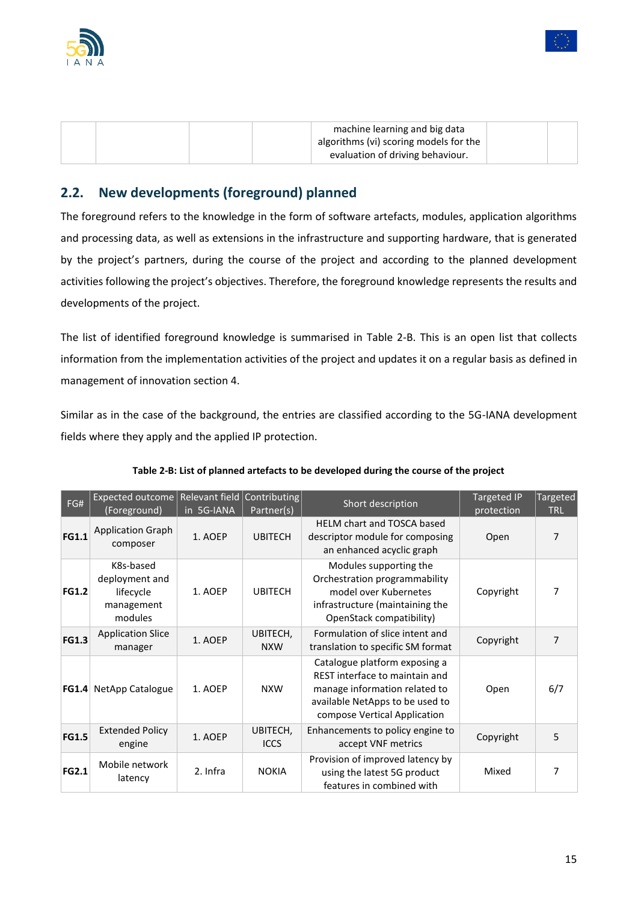| | | | | machine learning and big data algorithms (vi) scoring models for the evaluation of driving behaviour. | | |
|---|---|---|---|---|---|---|

## 2.2. New developments (foreground) planned

The foreground refers to the knowledge in the form of software artefacts, modules, application algorithms and processing data, as well as extensions in the infrastructure and supporting hardware, that is generated by the project's partners, during the course of the project and according to the planned development activities following the project's objectives. Therefore, the foreground knowledge represents the results and developments of the project.

The list of identified foreground knowledge is summarised in Table 2-B. This is an open list that collects information from the implementation activities of the project and updates it on a regular basis as defined in management of innovation section 4.

Similar as in the case of the background, the entries are classified according to the 5G-IANA development fields where they apply and the applied IP protection.

**Table 2-B: List of planned artefacts to be developed during the course of the project**

| FG# | Expected outcome (Foreground) | Relevant field in 5G-IANA | Contributing Partner(s) | Short description | Targeted IP protection | Targeted TRL |
|---|---|---|---|---|---|---|
| **FG1.1** | Application Graph composer | 1. AOEP | UBITECH | HELM chart and TOSCA based descriptor module for composing an enhanced acyclic graph | Open | 7 |
| **FG1.2** | K8s-based deployment and lifecycle management modules | 1. AOEP | UBITECH | Modules supporting the Orchestration programmability model over Kubernetes infrastructure (maintaining the OpenStack compatibility) | Copyright | 7 |
| **FG1.3** | Application Slice manager | 1. AOEP | UBITECH, NXW | Formulation of slice intent and translation to specific SM format | Copyright | 7 |
| **FG1.4** | NetApp Catalogue | 1. AOEP | NXW | Catalogue platform exposing a REST interface to maintain and manage information related to available NetApps to be used to compose Vertical Application | Open | 6/7 |
| **FG1.5** | Extended Policy engine | 1. AOEP | UBITECH, ICCS | Enhancements to policy engine to accept VNF metrics | Copyright | 5 |
| **FG2.1** | Mobile network latency | 2. Infra | NOKIA | Provision of improved latency by using the latest 5G product features in combined with | Mixed | 7 |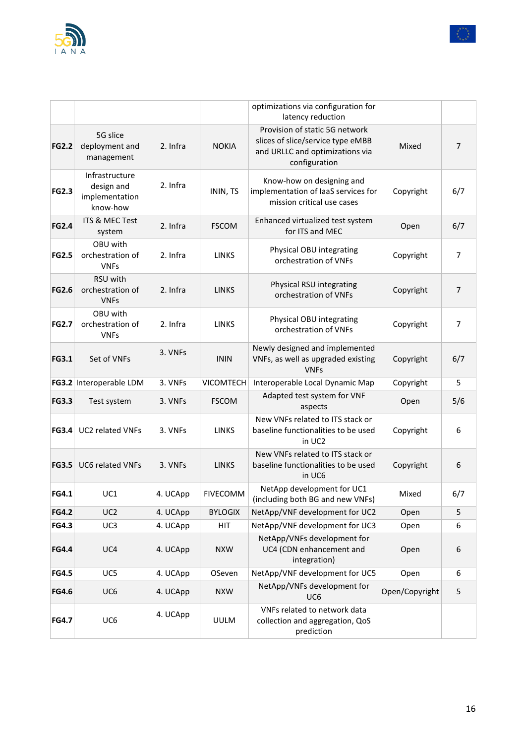| | | | | | | |
|---|---|---|---|---|---|---|
| | | | | optimizations via configuration for latency reduction | | |
| **FG2.2** | 5G slice deployment and management | 2. Infra | NOKIA | Provision of static 5G network slices of slice/service type eMBB and URLLC and optimizations via configuration | Mixed | 7 |
| **FG2.3** | Infrastructure design and implementation know-how | 2. Infra | ININ, TS | Know-how on designing and implementation of IaaS services for mission critical use cases | Copyright | 6/7 |
| **FG2.4** | ITS & MEC Test system | 2. Infra | FSCOM | Enhanced virtualized test system for ITS and MEC | Open | 6/7 |
| **FG2.5** | OBU with orchestration of VNFs | 2. Infra | LINKS | Physical OBU integrating orchestration of VNFs | Copyright | 7 |
| **FG2.6** | RSU with orchestration of VNFs | 2. Infra | LINKS | Physical RSU integrating orchestration of VNFs | Copyright | 7 |
| **FG2.7** | OBU with orchestration of VNFs | 2. Infra | LINKS | Physical OBU integrating orchestration of VNFs | Copyright | 7 |
| **FG3.1** | Set of VNFs | 3. VNFs | ININ | Newly designed and implemented VNFs, as well as upgraded existing VNFs | Copyright | 6/7 |
| **FG3.2** | Interoperable LDM | 3. VNFs | VICOMTECH | Interoperable Local Dynamic Map | Copyright | 5 |
| **FG3.3** | Test system | 3. VNFs | FSCOM | Adapted test system for VNF aspects | Open | 5/6 |
| **FG3.4** | UC2 related VNFs | 3. VNFs | LINKS | New VNFs related to ITS stack or baseline functionalities to be used in UC2 | Copyright | 6 |
| **FG3.5** | UC6 related VNFs | 3. VNFs | LINKS | New VNFs related to ITS stack or baseline functionalities to be used in UC6 | Copyright | 6 |
| **FG4.1** | UC1 | 4. UCApp | FIVECOMM | NetApp development for UC1 (including both BG and new VNFs) | Mixed | 6/7 |
| **FG4.2** | UC2 | 4. UCApp | BYLOGIX | NetApp/VNF development for UC2 | Open | 5 |
| **FG4.3** | UC3 | 4. UCApp | HIT | NetApp/VNF development for UC3 | Open | 6 |
| **FG4.4** | UC4 | 4. UCApp | NXW | NetApp/VNFs development for UC4 (CDN enhancement and integration) | Open | 6 |
| **FG4.5** | UC5 | 4. UCApp | OSeven | NetApp/VNF development for UC5 | Open | 6 |
| **FG4.6** | UC6 | 4. UCApp | NXW | NetApp/VNFs development for UC6 | Open/Copyright | 5 |
| **FG4.7** | UC6 | 4. UCApp | UULM | VNFs related to network data collection and aggregation, QoS prediction | | |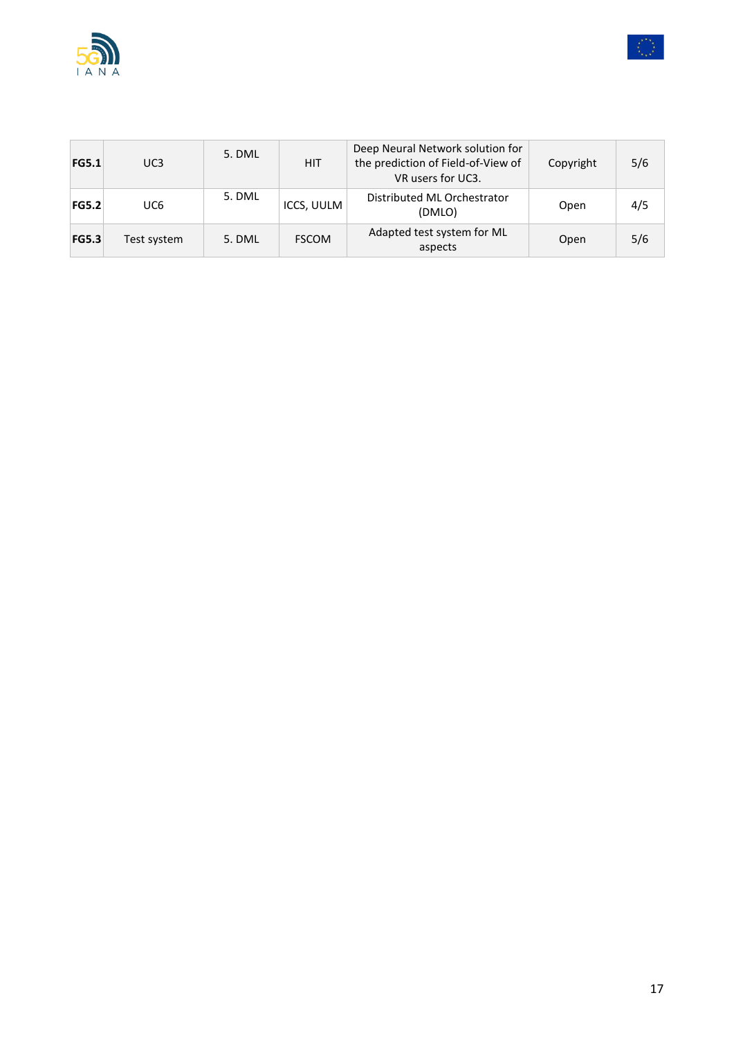| | | | | | | |
|---|---|---|---|---|---|---|
| **FG5.1** | UC3 | 5. DML | HIT | Deep Neural Network solution for the prediction of Field-of-View of VR users for UC3. | Copyright | 5/6 |
| **FG5.2** | UC6 | 5. DML | ICCS, UULM | Distributed ML Orchestrator (DMLO) | Open | 4/5 |
| **FG5.3** | Test system | 5. DML | FSCOM | Adapted test system for ML aspects | Open | 5/6 |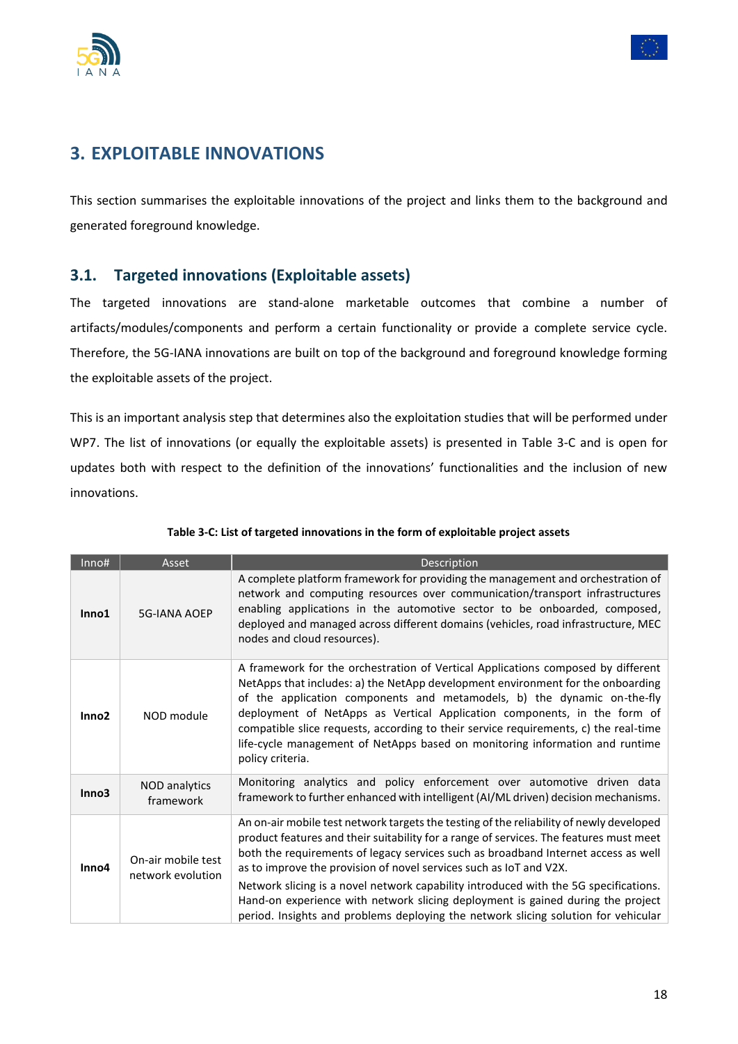# 3. EXPLOITABLE INNOVATIONS

This section summarises the exploitable innovations of the project and links them to the background and generated foreground knowledge.

## 3.1. Targeted innovations (Exploitable assets)

The targeted innovations are stand-alone marketable outcomes that combine a number of artifacts/modules/components and perform a certain functionality or provide a complete service cycle. Therefore, the 5G-IANA innovations are built on top of the background and foreground knowledge forming the exploitable assets of the project.

This is an important analysis step that determines also the exploitation studies that will be performed under WP7. The list of innovations (or equally the exploitable assets) is presented in Table 3-C and is open for updates both with respect to the definition of the innovations' functionalities and the inclusion of new innovations.

**Table 3-C: List of targeted innovations in the form of exploitable project assets**

| Inno# | Asset | Description |
|---|---|---|
| **Inno1** | 5G-IANA AOEP | A complete platform framework for providing the management and orchestration of network and computing resources over communication/transport infrastructures enabling applications in the automotive sector to be onboarded, composed, deployed and managed across different domains (vehicles, road infrastructure, MEC nodes and cloud resources). |
| **Inno2** | NOD module | A framework for the orchestration of Vertical Applications composed by different NetApps that includes: a) the NetApp development environment for the onboarding of the application components and metamodels, b) the dynamic on-the-fly deployment of NetApps as Vertical Application components, in the form of compatible slice requests, according to their service requirements, c) the real-time life-cycle management of NetApps based on monitoring information and runtime policy criteria. |
| **Inno3** | NOD analytics framework | Monitoring analytics and policy enforcement over automotive driven data framework to further enhanced with intelligent (AI/ML driven) decision mechanisms. |
| **Inno4** | On-air mobile test network evolution | An on-air mobile test network targets the testing of the reliability of newly developed product features and their suitability for a range of services. The features must meet both the requirements of legacy services such as broadband Internet access as well as to improve the provision of novel services such as IoT and V2X.<br><br>Network slicing is a novel network capability introduced with the 5G specifications. Hand-on experience with network slicing deployment is gained during the project period. Insights and problems deploying the network slicing solution for vehicular |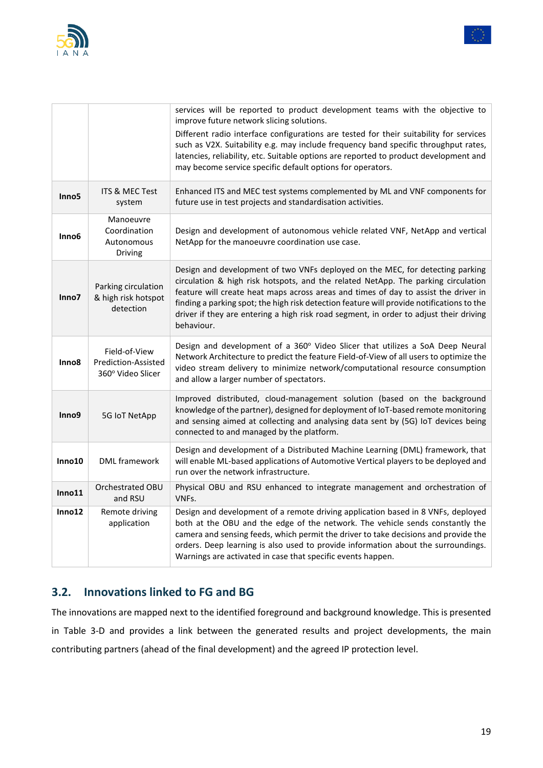| | | |
|---|---|---|
| | | services will be reported to product development teams with the objective to improve future network slicing solutions. Different radio interface configurations are tested for their suitability for services such as V2X. Suitability e.g. may include frequency band specific throughput rates, latencies, reliability, etc. Suitable options are reported to product development and may become service specific default options for operators. |
| **Inno5** | ITS & MEC Test system | Enhanced ITS and MEC test systems complemented by ML and VNF components for future use in test projects and standardisation activities. |
| **Inno6** | Manoeuvre Coordination Autonomous Driving | Design and development of autonomous vehicle related VNF, NetApp and vertical NetApp for the manoeuvre coordination use case. |
| **Inno7** | Parking circulation & high risk hotspot detection | Design and development of two VNFs deployed on the MEC, for detecting parking circulation & high risk hotspots, and the related NetApp. The parking circulation feature will create heat maps across areas and times of day to assist the driver in finding a parking spot; the high risk detection feature will provide notifications to the driver if they are entering a high risk road segment, in order to adjust their driving behaviour. |
| **Inno8** | Field-of-View Prediction-Assisted 360° Video Slicer | Design and development of a 360° Video Slicer that utilizes a SoA Deep Neural Network Architecture to predict the feature Field-of-View of all users to optimize the video stream delivery to minimize network/computational resource consumption and allow a larger number of spectators. |
| **Inno9** | 5G IoT NetApp | Improved distributed, cloud-management solution (based on the background knowledge of the partner), designed for deployment of IoT-based remote monitoring and sensing aimed at collecting and analysing data sent by (5G) IoT devices being connected to and managed by the platform. |
| **Inno10** | DML framework | Design and development of a Distributed Machine Learning (DML) framework, that will enable ML-based applications of Automotive Vertical players to be deployed and run over the network infrastructure. |
| **Inno11** | Orchestrated OBU and RSU | Physical OBU and RSU enhanced to integrate management and orchestration of VNFs. |
| **Inno12** | Remote driving application | Design and development of a remote driving application based in 8 VNFs, deployed both at the OBU and the edge of the network. The vehicle sends constantly the camera and sensing feeds, which permit the driver to take decisions and provide the orders. Deep learning is also used to provide information about the surroundings. Warnings are activated in case that specific events happen. |

## 3.2. Innovations linked to FG and BG

The innovations are mapped next to the identified foreground and background knowledge. This is presented in Table 3-D and provides a link between the generated results and project developments, the main contributing partners (ahead of the final development) and the agreed IP protection level.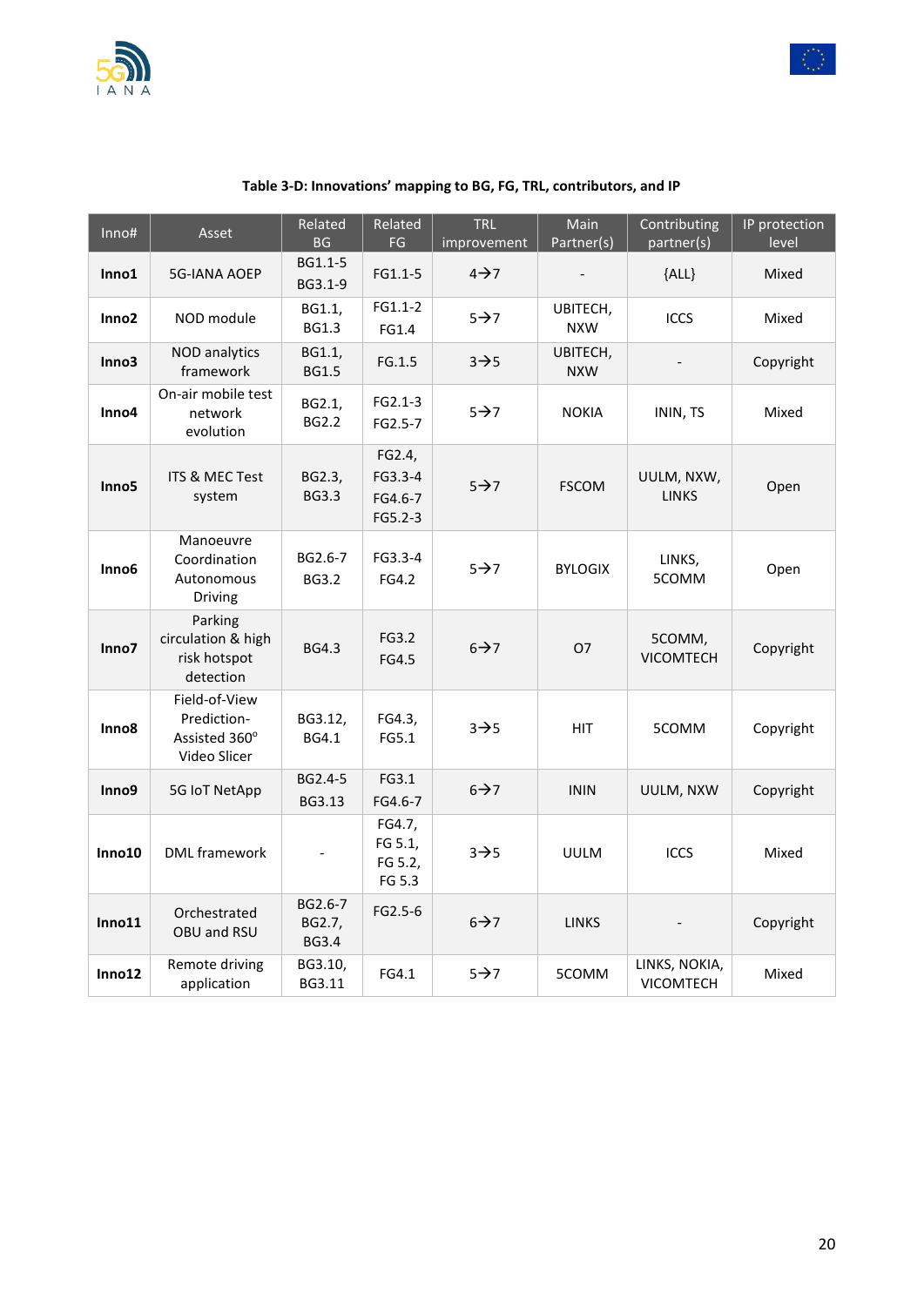**Table 3-D: Innovations' mapping to BG, FG, TRL, contributors, and IP**

| Inno# | Asset | Related BG | Related FG | TRL improvement | Main Partner(s) | Contributing partner(s) | IP protection level |
|---|---|---|---|---|---|---|---|
| **Inno1** | 5G-IANA AOEP | BG1.1-5 BG3.1-9 | FG1.1-5 | 4→7 | - | {ALL} | Mixed |
| **Inno2** | NOD module | BG1.1, BG1.3 | FG1.1-2 FG1.4 | 5→7 | UBITECH, NXW | ICCS | Mixed |
| **Inno3** | NOD analytics framework | BG1.1, BG1.5 | FG.1.5 | 3→5 | UBITECH, NXW | - | Copyright |
| **Inno4** | On-air mobile test network evolution | BG2.1, BG2.2 | FG2.1-3 FG2.5-7 | 5→7 | NOKIA | ININ, TS | Mixed |
| **Inno5** | ITS & MEC Test system | BG2.3, BG3.3 | FG2.4, FG3.3-4 FG4.6-7 FG5.2-3 | 5→7 | FSCOM | UULM, NXW, LINKS | Open |
| **Inno6** | Manoeuvre Coordination Autonomous Driving | BG2.6-7 BG3.2 | FG3.3-4 FG4.2 | 5→7 | BYLOGIX | LINKS, 5COMM | Open |
| **Inno7** | Parking circulation & high risk hotspot detection | BG4.3 | FG3.2 FG4.5 | 6→7 | O7 | 5COMM, VICOMTECH | Copyright |
| **Inno8** | Field-of-View Prediction-Assisted 360° Video Slicer | BG3.12, BG4.1 | FG4.3, FG5.1 | 3→5 | HIT | 5COMM | Copyright |
| **Inno9** | 5G IoT NetApp | BG2.4-5 BG3.13 | FG3.1 FG4.6-7 | 6→7 | ININ | UULM, NXW | Copyright |
| **Inno10** | DML framework | - | FG4.7, FG 5.1, FG 5.2, FG 5.3 | 3→5 | UULM | ICCS | Mixed |
| **Inno11** | Orchestrated OBU and RSU | BG2.6-7 BG2.7, BG3.4 | FG2.5-6 | 6→7 | LINKS | - | Copyright |
| **Inno12** | Remote driving application | BG3.10, BG3.11 | FG4.1 | 5→7 | 5COMM | LINKS, NOKIA, VICOMTECH | Mixed |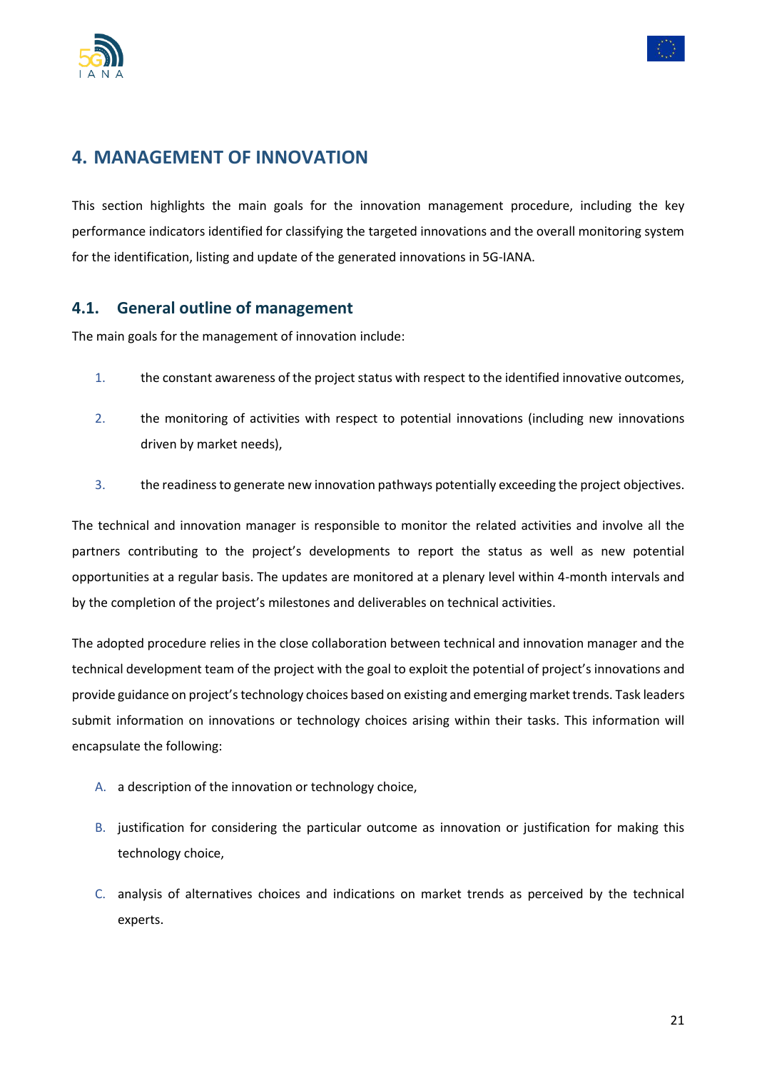# 4. MANAGEMENT OF INNOVATION

This section highlights the main goals for the innovation management procedure, including the key performance indicators identified for classifying the targeted innovations and the overall monitoring system for the identification, listing and update of the generated innovations in 5G-IANA.

## 4.1. General outline of management

The main goals for the management of innovation include:

1. the constant awareness of the project status with respect to the identified innovative outcomes,
2. the monitoring of activities with respect to potential innovations (including new innovations driven by market needs),
3. the readiness to generate new innovation pathways potentially exceeding the project objectives.

The technical and innovation manager is responsible to monitor the related activities and involve all the partners contributing to the project's developments to report the status as well as new potential opportunities at a regular basis. The updates are monitored at a plenary level within 4-month intervals and by the completion of the project's milestones and deliverables on technical activities.

The adopted procedure relies in the close collaboration between technical and innovation manager and the technical development team of the project with the goal to exploit the potential of project's innovations and provide guidance on project's technology choices based on existing and emerging market trends. Task leaders submit information on innovations or technology choices arising within their tasks. This information will encapsulate the following:

A. a description of the innovation or technology choice,

B. justification for considering the particular outcome as innovation or justification for making this technology choice,

C. analysis of alternatives choices and indications on market trends as perceived by the technical experts.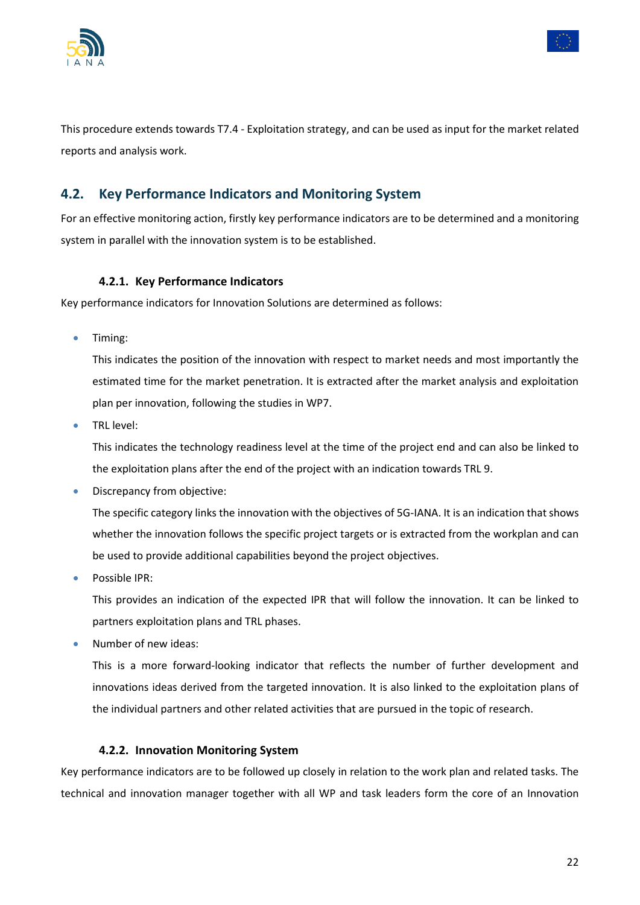This procedure extends towards T7.4 - Exploitation strategy, and can be used as input for the market related reports and analysis work.

## 4.2. Key Performance Indicators and Monitoring System

For an effective monitoring action, firstly key performance indicators are to be determined and a monitoring system in parallel with the innovation system is to be established.

### 4.2.1. Key Performance Indicators

Key performance indicators for Innovation Solutions are determined as follows:

- Timing:

  This indicates the position of the innovation with respect to market needs and most importantly the estimated time for the market penetration. It is extracted after the market analysis and exploitation plan per innovation, following the studies in WP7.
- TRL level:

  This indicates the technology readiness level at the time of the project end and can also be linked to the exploitation plans after the end of the project with an indication towards TRL 9.
- Discrepancy from objective:

  The specific category links the innovation with the objectives of 5G-IANA. It is an indication that shows whether the innovation follows the specific project targets or is extracted from the workplan and can be used to provide additional capabilities beyond the project objectives.
- Possible IPR:

  This provides an indication of the expected IPR that will follow the innovation. It can be linked to partners exploitation plans and TRL phases.
- Number of new ideas:

  This is a more forward-looking indicator that reflects the number of further development and innovations ideas derived from the targeted innovation. It is also linked to the exploitation plans of the individual partners and other related activities that are pursued in the topic of research.

### 4.2.2. Innovation Monitoring System

Key performance indicators are to be followed up closely in relation to the work plan and related tasks. The technical and innovation manager together with all WP and task leaders form the core of an Innovation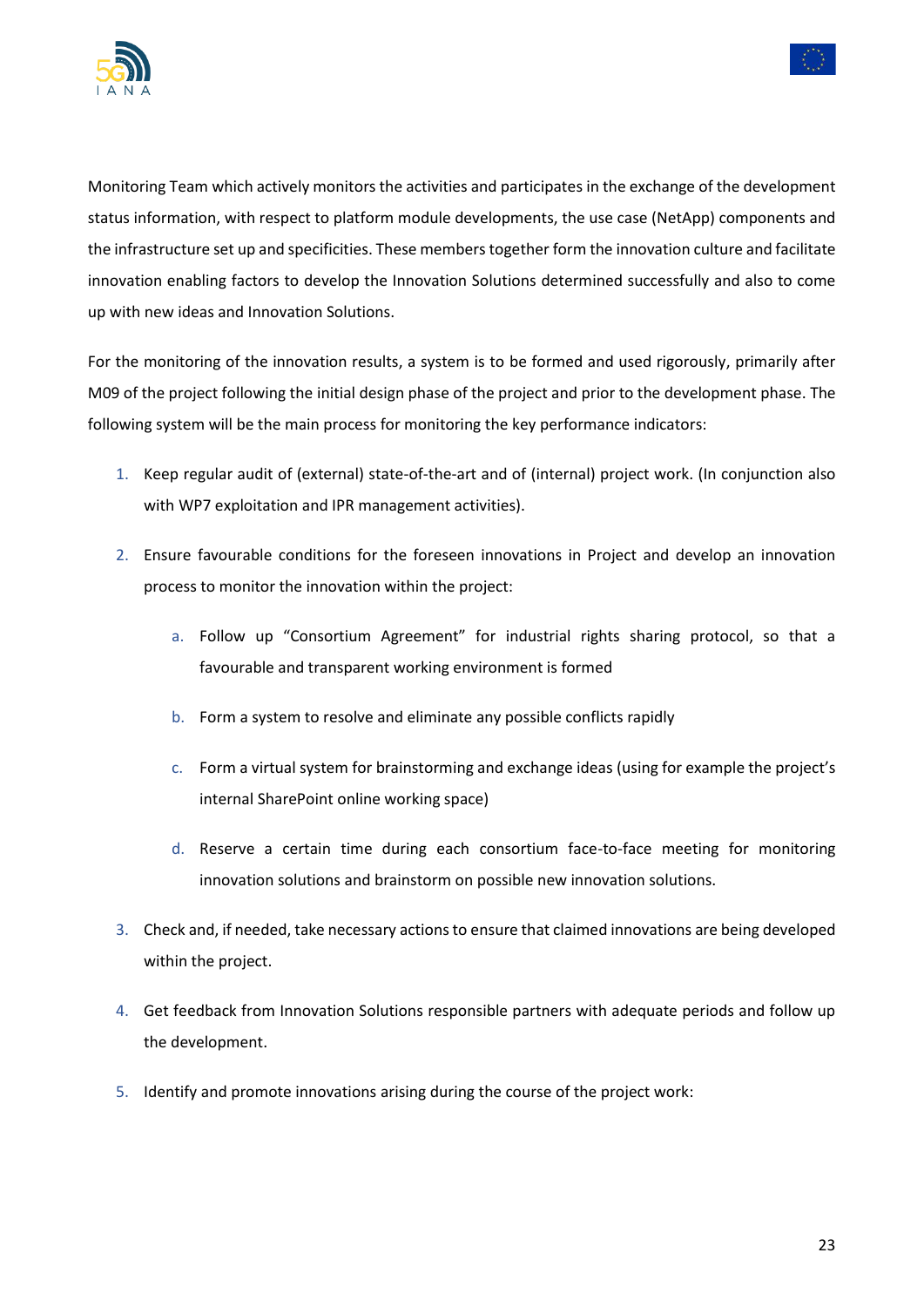Monitoring Team which actively monitors the activities and participates in the exchange of the development status information, with respect to platform module developments, the use case (NetApp) components and the infrastructure set up and specificities. These members together form the innovation culture and facilitate innovation enabling factors to develop the Innovation Solutions determined successfully and also to come up with new ideas and Innovation Solutions.

For the monitoring of the innovation results, a system is to be formed and used rigorously, primarily after M09 of the project following the initial design phase of the project and prior to the development phase. The following system will be the main process for monitoring the key performance indicators:

1. Keep regular audit of (external) state-of-the-art and of (internal) project work. (In conjunction also with WP7 exploitation and IPR management activities).
2. Ensure favourable conditions for the foreseen innovations in Project and develop an innovation process to monitor the innovation within the project:
    a. Follow up "Consortium Agreement" for industrial rights sharing protocol, so that a favourable and transparent working environment is formed
    b. Form a system to resolve and eliminate any possible conflicts rapidly
    c. Form a virtual system for brainstorming and exchange ideas (using for example the project's internal SharePoint online working space)
    d. Reserve a certain time during each consortium face-to-face meeting for monitoring innovation solutions and brainstorm on possible new innovation solutions.
3. Check and, if needed, take necessary actions to ensure that claimed innovations are being developed within the project.
4. Get feedback from Innovation Solutions responsible partners with adequate periods and follow up the development.
5. Identify and promote innovations arising during the course of the project work: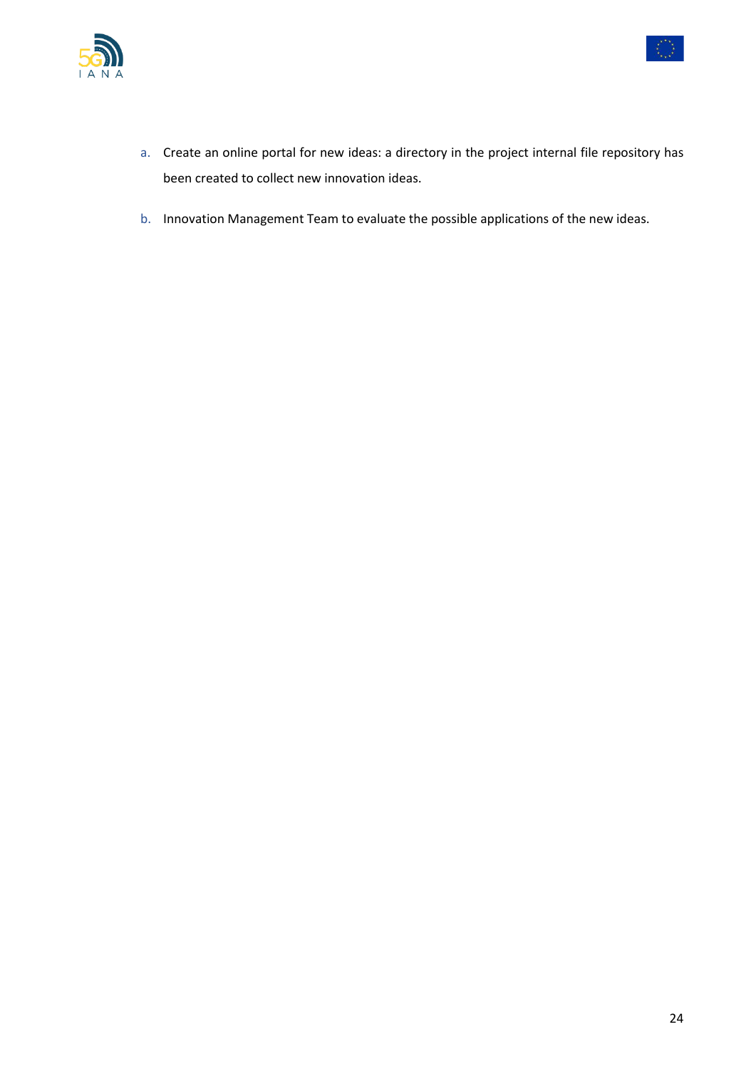a. Create an online portal for new ideas: a directory in the project internal file repository has been created to collect new innovation ideas.
b. Innovation Management Team to evaluate the possible applications of the new ideas.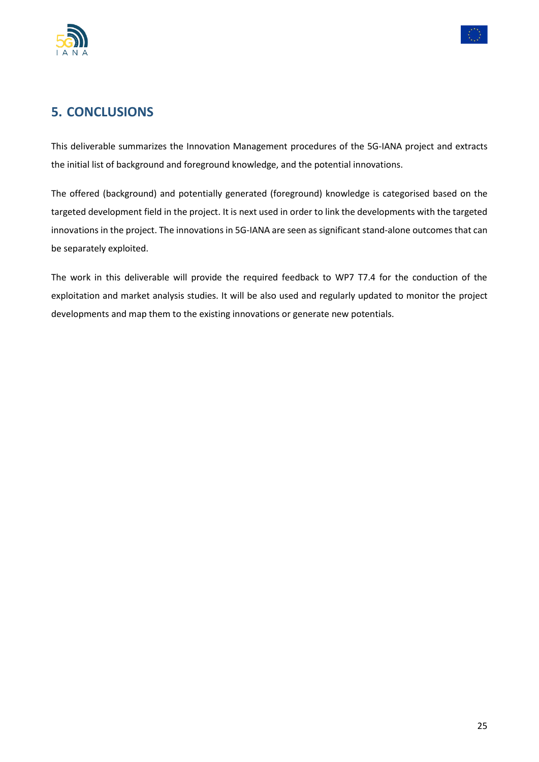# 5. CONCLUSIONS

This deliverable summarizes the Innovation Management procedures of the 5G-IANA project and extracts the initial list of background and foreground knowledge, and the potential innovations.

The offered (background) and potentially generated (foreground) knowledge is categorised based on the targeted development field in the project. It is next used in order to link the developments with the targeted innovations in the project. The innovations in 5G-IANA are seen as significant stand-alone outcomes that can be separately exploited.

The work in this deliverable will provide the required feedback to WP7 T7.4 for the conduction of the exploitation and market analysis studies. It will be also used and regularly updated to monitor the project developments and map them to the existing innovations or generate new potentials.